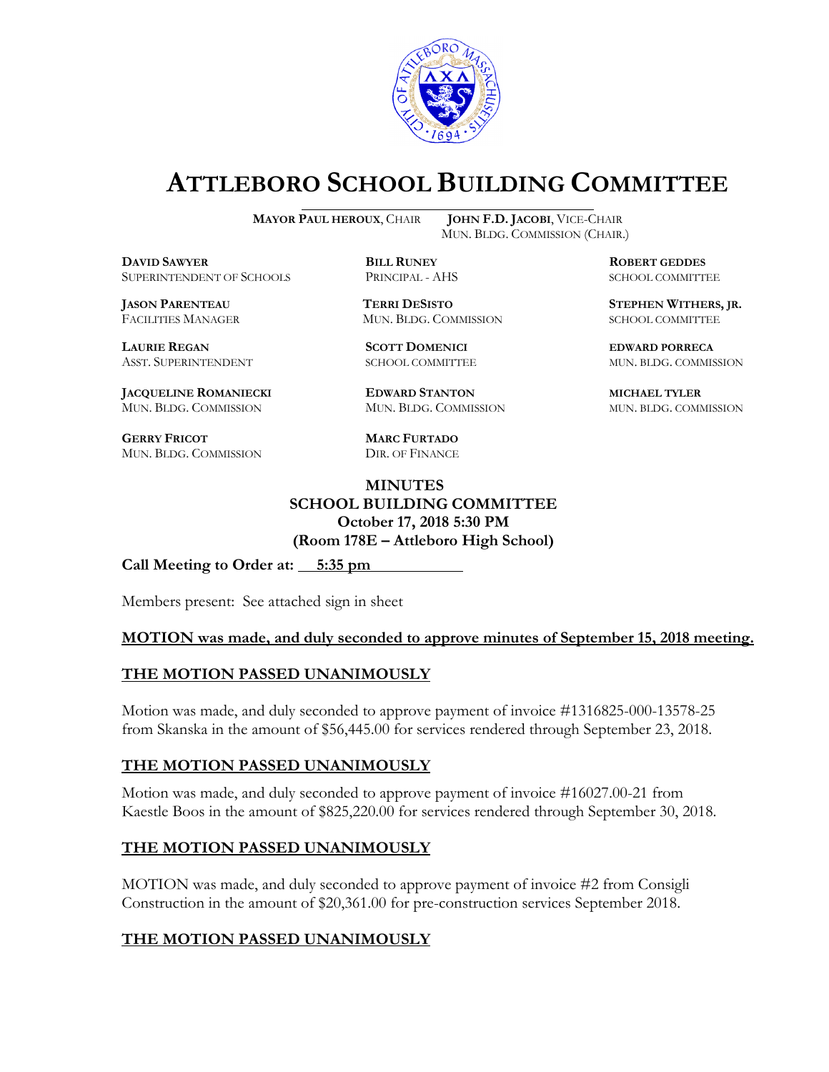# ATTLEBORO SCHOOL BUILDING COMMITTEE

**MAYOR PAUL HEROUX**, CHAIR **JOHN F.D. JACOBI**, VICE-CHAIR
MUN. BLDG. COMMISSION (CHAIR.)

**DAVID SAWYER**
SUPERINTENDENT OF SCHOOLS

**BILL RUNEY**
PRINCIPAL - AHS

**ROBERT GEDDES**
SCHOOL COMMITTEE

**JASON PARENTEAU**
FACILITIES MANAGER

**TERRI DESISTO**
MUN. BLDG. COMMISSION

**STEPHEN WITHERS, JR.**
SCHOOL COMMITTEE

**LAURIE REGAN**
ASST. SUPERINTENDENT

**SCOTT DOMENICI**
SCHOOL COMMITTEE

**EDWARD PORRECA**
MUN. BLDG. COMMISSION

**JACQUELINE ROMANIECKI**
MUN. BLDG. COMMISSION

**EDWARD STANTON**
MUN. BLDG. COMMISSION

**MICHAEL TYLER**
MUN. BLDG. COMMISSION

**GERRY FRICOT**
MUN. BLDG. COMMISSION

**MARC FURTADO**
DIR. OF FINANCE

**MINUTES**
**SCHOOL BUILDING COMMITTEE**
**October 17, 2018 5:30 PM**
**(Room 178E – Attleboro High School)**

**Call Meeting to Order at: 5:35 pm**

Members present: See attached sign in sheet

**MOTION was made, and duly seconded to approve minutes of September 15, 2018 meeting.**

**THE MOTION PASSED UNANIMOUSLY**

Motion was made, and duly seconded to approve payment of invoice #1316825-000-13578-25 from Skanska in the amount of $56,445.00 for services rendered through September 23, 2018.

**THE MOTION PASSED UNANIMOUSLY**

Motion was made, and duly seconded to approve payment of invoice #16027.00-21 from Kaestle Boos in the amount of $825,220.00 for services rendered through September 30, 2018.

**THE MOTION PASSED UNANIMOUSLY**

MOTION was made, and duly seconded to approve payment of invoice #2 from Consigli Construction in the amount of $20,361.00 for pre-construction services September 2018.

**THE MOTION PASSED UNANIMOUSLY**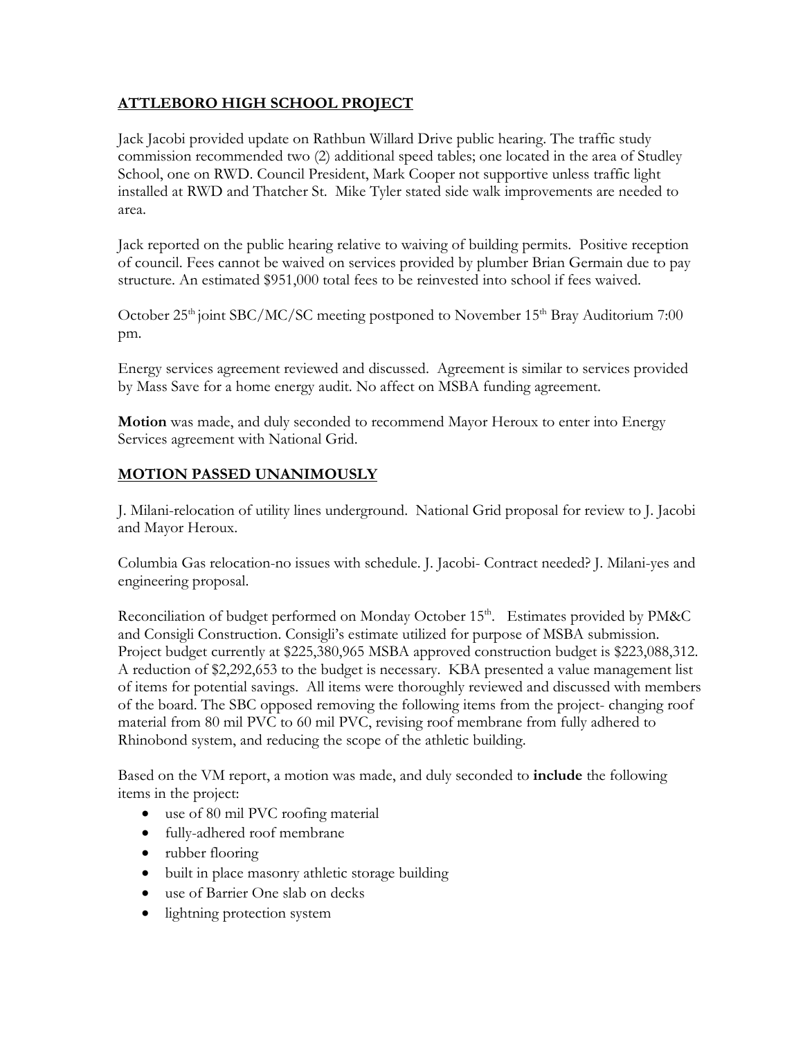## ATTLEBORO HIGH SCHOOL PROJECT

Jack Jacobi provided update on Rathbun Willard Drive public hearing. The traffic study commission recommended two (2) additional speed tables; one located in the area of Studley School, one on RWD. Council President, Mark Cooper not supportive unless traffic light installed at RWD and Thatcher St. Mike Tyler stated side walk improvements are needed to area.

Jack reported on the public hearing relative to waiving of building permits. Positive reception of council. Fees cannot be waived on services provided by plumber Brian Germain due to pay structure. An estimated $951,000 total fees to be reinvested into school if fees waived.

October 25th joint SBC/MC/SC meeting postponed to November 15th Bray Auditorium 7:00 pm.

Energy services agreement reviewed and discussed. Agreement is similar to services provided by Mass Save for a home energy audit. No affect on MSBA funding agreement.

**Motion** was made, and duly seconded to recommend Mayor Heroux to enter into Energy Services agreement with National Grid.

**MOTION PASSED UNANIMOUSLY**

J. Milani-relocation of utility lines underground. National Grid proposal for review to J. Jacobi and Mayor Heroux.

Columbia Gas relocation-no issues with schedule. J. Jacobi- Contract needed? J. Milani-yes and engineering proposal.

Reconciliation of budget performed on Monday October 15th. Estimates provided by PM&C and Consigli Construction. Consigli's estimate utilized for purpose of MSBA submission. Project budget currently at $225,380,965 MSBA approved construction budget is $223,088,312. A reduction of $2,292,653 to the budget is necessary. KBA presented a value management list of items for potential savings. All items were thoroughly reviewed and discussed with members of the board. The SBC opposed removing the following items from the project- changing roof material from 80 mil PVC to 60 mil PVC, revising roof membrane from fully adhered to Rhinobond system, and reducing the scope of the athletic building.

Based on the VM report, a motion was made, and duly seconded to **include** the following items in the project:

- use of 80 mil PVC roofing material
- fully-adhered roof membrane
- rubber flooring
- built in place masonry athletic storage building
- use of Barrier One slab on decks
- lightning protection system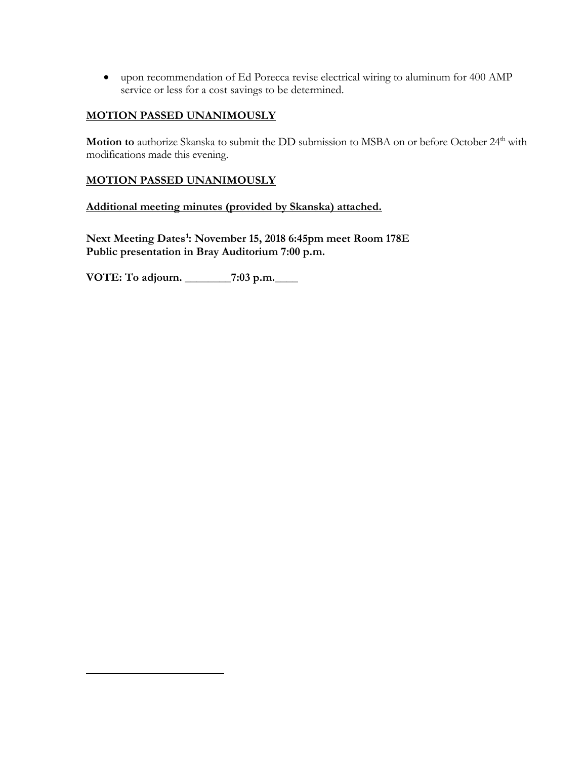- upon recommendation of Ed Porecca revise electrical wiring to aluminum for 400 AMP service or less for a cost savings to be determined.

**MOTION PASSED UNANIMOUSLY**

**Motion to** authorize Skanska to submit the DD submission to MSBA on or before October 24th with modifications made this evening.

**MOTION PASSED UNANIMOUSLY**

**Additional meeting minutes (provided by Skanska) attached.**

**Next Meeting Dates[1]: November 15, 2018 6:45pm meet Room 178E**
**Public presentation in Bray Auditorium 7:00 p.m.**

**VOTE: To adjourn. ________7:03 p.m.____**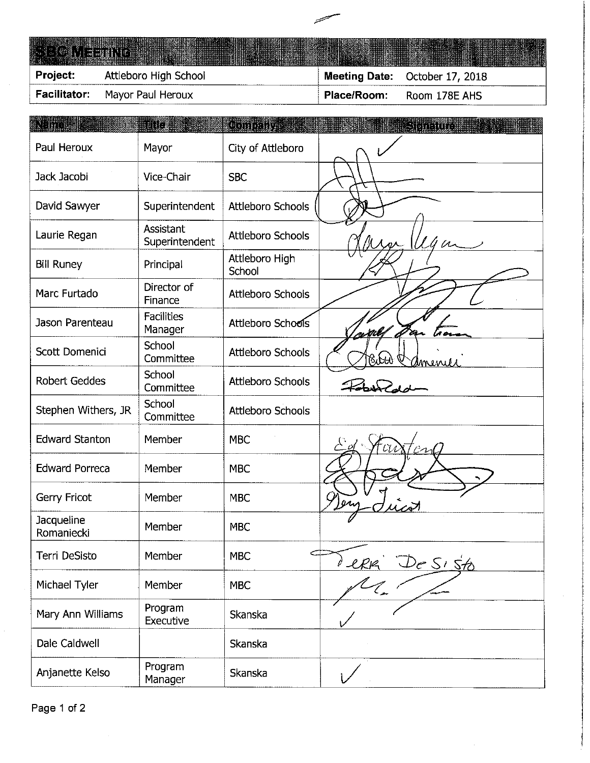## SBC MEETING

| **Project:** | Attleboro High School | **Meeting Date:** | October 17, 2018 |
|---|---|---|---|
| **Facilitator:** | Mayor Paul Heroux | **Place/Room:** | Room 178E AHS |

| Name | Title | Company | Signature |
|---|---|---|---|
| Paul Heroux | Mayor | City of Attleboro | ✓ |
| Jack Jacobi | Vice-Chair | SBC | [signature] |
| David Sawyer | Superintendent | Attleboro Schools | [signature] |
| Laurie Regan | Assistant Superintendent | Attleboro Schools | Laurie Regan |
| Bill Runey | Principal | Attleboro High School | [signature] |
| Marc Furtado | Director of Finance | Attleboro Schools | [signature] |
| Jason Parenteau | Facilities Manager | Attleboro Schools | Jason Parenteau |
| Scott Domenici | School Committee | Attleboro Schools | Scott Domenici |
| Robert Geddes | School Committee | Attleboro Schools | Robert Geddes |
| Stephen Withers, JR | School Committee | Attleboro Schools | |
| Edward Stanton | Member | MBC | Ed Stanton |
| Edward Porreca | Member | MBC | [signature] |
| Gerry Fricot | Member | MBC | Gerry Fricot |
| Jacqueline Romaniecki | Member | MBC | |
| Terri DeSisto | Member | MBC | Terri DeSisto |
| Michael Tyler | Member | MBC | [signature] |
| Mary Ann Williams | Program Executive | Skanska | ✓ |
| Dale Caldwell | | Skanska | |
| Anjanette Kelso | Program Manager | Skanska | ✓ |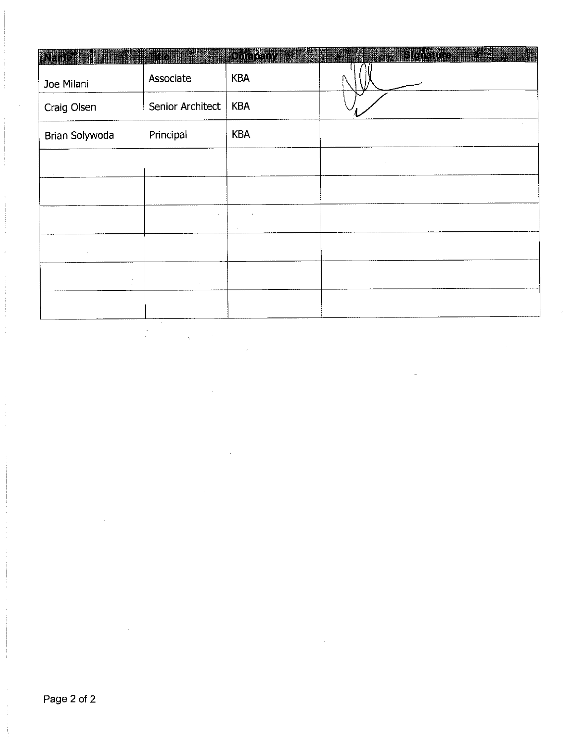| Name | Title | Company | Signature |
|---|---|---|---|
| Joe Milani | Associate | KBA | |
| Craig Olsen | Senior Architect | KBA | |
| Brian Solywoda | Principal | KBA | |
| | | | |
| | | | |
| | | | |
| | | | |
| | | | |
| | | | |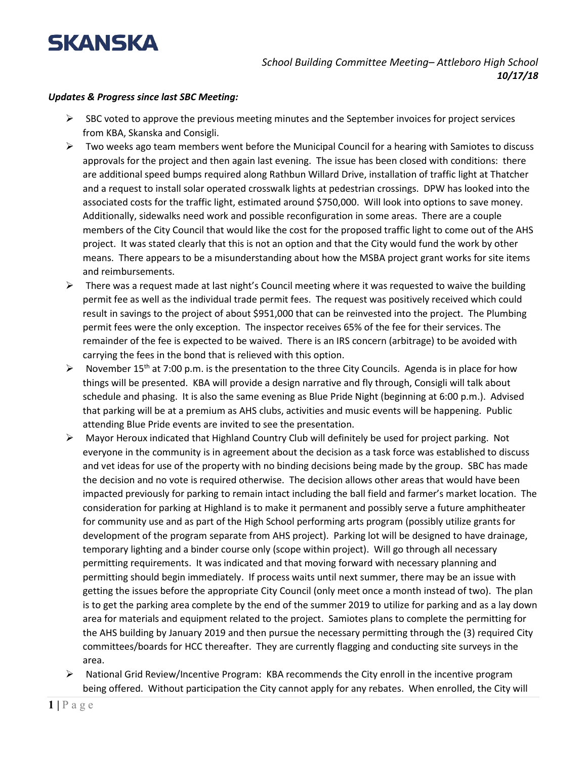*School Building Committee Meeting– Attleboro High School*
***10/17/18***

***Updates & Progress since last SBC Meeting:***

- SBC voted to approve the previous meeting minutes and the September invoices for project services from KBA, Skanska and Consigli.
- Two weeks ago team members went before the Municipal Council for a hearing with Samiotes to discuss approvals for the project and then again last evening. The issue has been closed with conditions: there are additional speed bumps required along Rathbun Willard Drive, installation of traffic light at Thatcher and a request to install solar operated crosswalk lights at pedestrian crossings. DPW has looked into the associated costs for the traffic light, estimated around $750,000. Will look into options to save money. Additionally, sidewalks need work and possible reconfiguration in some areas. There are a couple members of the City Council that would like the cost for the proposed traffic light to come out of the AHS project. It was stated clearly that this is not an option and that the City would fund the work by other means. There appears to be a misunderstanding about how the MSBA project grant works for site items and reimbursements.
- There was a request made at last night's Council meeting where it was requested to waive the building permit fee as well as the individual trade permit fees. The request was positively received which could result in savings to the project of about $951,000 that can be reinvested into the project. The Plumbing permit fees were the only exception. The inspector receives 65% of the fee for their services. The remainder of the fee is expected to be waived. There is an IRS concern (arbitrage) to be avoided with carrying the fees in the bond that is relieved with this option.
- November 15th at 7:00 p.m. is the presentation to the three City Councils. Agenda is in place for how things will be presented. KBA will provide a design narrative and fly through, Consigli will talk about schedule and phasing. It is also the same evening as Blue Pride Night (beginning at 6:00 p.m.). Advised that parking will be at a premium as AHS clubs, activities and music events will be happening. Public attending Blue Pride events are invited to see the presentation.
- Mayor Heroux indicated that Highland Country Club will definitely be used for project parking. Not everyone in the community is in agreement about the decision as a task force was established to discuss and vet ideas for use of the property with no binding decisions being made by the group. SBC has made the decision and no vote is required otherwise. The decision allows other areas that would have been impacted previously for parking to remain intact including the ball field and farmer's market location. The consideration for parking at Highland is to make it permanent and possibly serve a future amphitheater for community use and as part of the High School performing arts program (possibly utilize grants for development of the program separate from AHS project). Parking lot will be designed to have drainage, temporary lighting and a binder course only (scope within project). Will go through all necessary permitting requirements. It was indicated and that moving forward with necessary planning and permitting should begin immediately. If process waits until next summer, there may be an issue with getting the issues before the appropriate City Council (only meet once a month instead of two). The plan is to get the parking area complete by the end of the summer 2019 to utilize for parking and as a lay down area for materials and equipment related to the project. Samiotes plans to complete the permitting for the AHS building by January 2019 and then pursue the necessary permitting through the (3) required City committees/boards for HCC thereafter. They are currently flagging and conducting site surveys in the area.
- National Grid Review/Incentive Program: KBA recommends the City enroll in the incentive program being offered. Without participation the City cannot apply for any rebates. When enrolled, the City will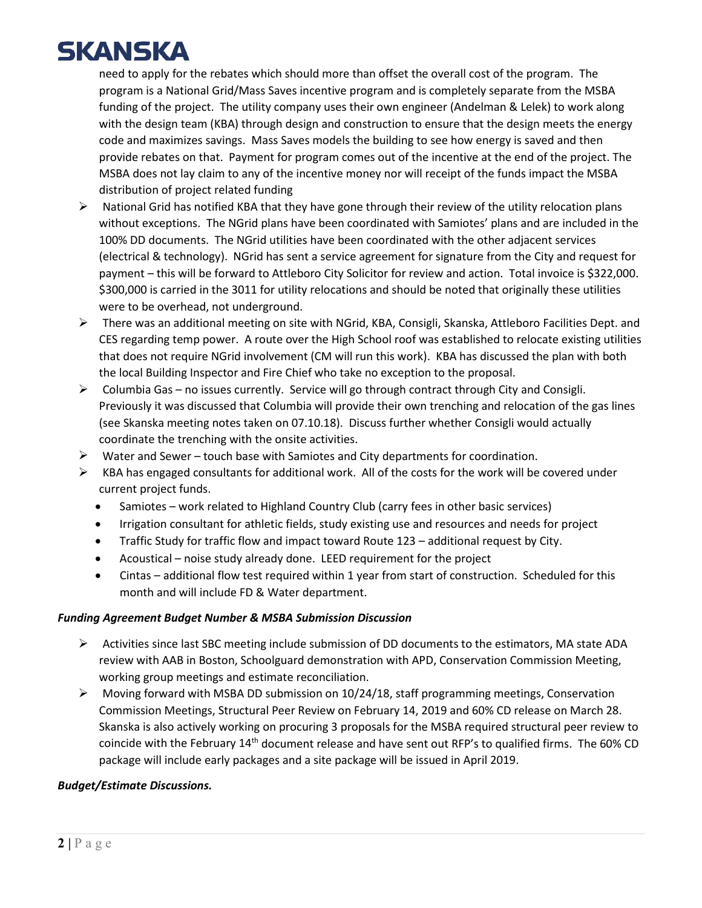need to apply for the rebates which should more than offset the overall cost of the program. The program is a National Grid/Mass Saves incentive program and is completely separate from the MSBA funding of the project. The utility company uses their own engineer (Andelman & Lelek) to work along with the design team (KBA) through design and construction to ensure that the design meets the energy code and maximizes savings. Mass Saves models the building to see how energy is saved and then provide rebates on that. Payment for program comes out of the incentive at the end of the project. The MSBA does not lay claim to any of the incentive money nor will receipt of the funds impact the MSBA distribution of project related funding

- National Grid has notified KBA that they have gone through their review of the utility relocation plans without exceptions. The NGrid plans have been coordinated with Samiotes' plans and are included in the 100% DD documents. The NGrid utilities have been coordinated with the other adjacent services (electrical & technology). NGrid has sent a service agreement for signature from the City and request for payment – this will be forward to Attleboro City Solicitor for review and action. Total invoice is $322,000. $300,000 is carried in the 3011 for utility relocations and should be noted that originally these utilities were to be overhead, not underground.
- There was an additional meeting on site with NGrid, KBA, Consigli, Skanska, Attleboro Facilities Dept. and CES regarding temp power. A route over the High School roof was established to relocate existing utilities that does not require NGrid involvement (CM will run this work). KBA has discussed the plan with both the local Building Inspector and Fire Chief who take no exception to the proposal.
- Columbia Gas – no issues currently. Service will go through contract through City and Consigli. Previously it was discussed that Columbia will provide their own trenching and relocation of the gas lines (see Skanska meeting notes taken on 07.10.18). Discuss further whether Consigli would actually coordinate the trenching with the onsite activities.
- Water and Sewer – touch base with Samiotes and City departments for coordination.
- KBA has engaged consultants for additional work. All of the costs for the work will be covered under current project funds.
  - Samiotes – work related to Highland Country Club (carry fees in other basic services)
  - Irrigation consultant for athletic fields, study existing use and resources and needs for project
  - Traffic Study for traffic flow and impact toward Route 123 – additional request by City.
  - Acoustical – noise study already done. LEED requirement for the project
  - Cintas – additional flow test required within 1 year from start of construction. Scheduled for this month and will include FD & Water department.

***Funding Agreement Budget Number & MSBA Submission Discussion***

- Activities since last SBC meeting include submission of DD documents to the estimators, MA state ADA review with AAB in Boston, Schoolguard demonstration with APD, Conservation Commission Meeting, working group meetings and estimate reconciliation.
- Moving forward with MSBA DD submission on 10/24/18, staff programming meetings, Conservation Commission Meetings, Structural Peer Review on February 14, 2019 and 60% CD release on March 28. Skanska is also actively working on procuring 3 proposals for the MSBA required structural peer review to coincide with the February 14th document release and have sent out RFP's to qualified firms. The 60% CD package will include early packages and a site package will be issued in April 2019.

***Budget/Estimate Discussions.***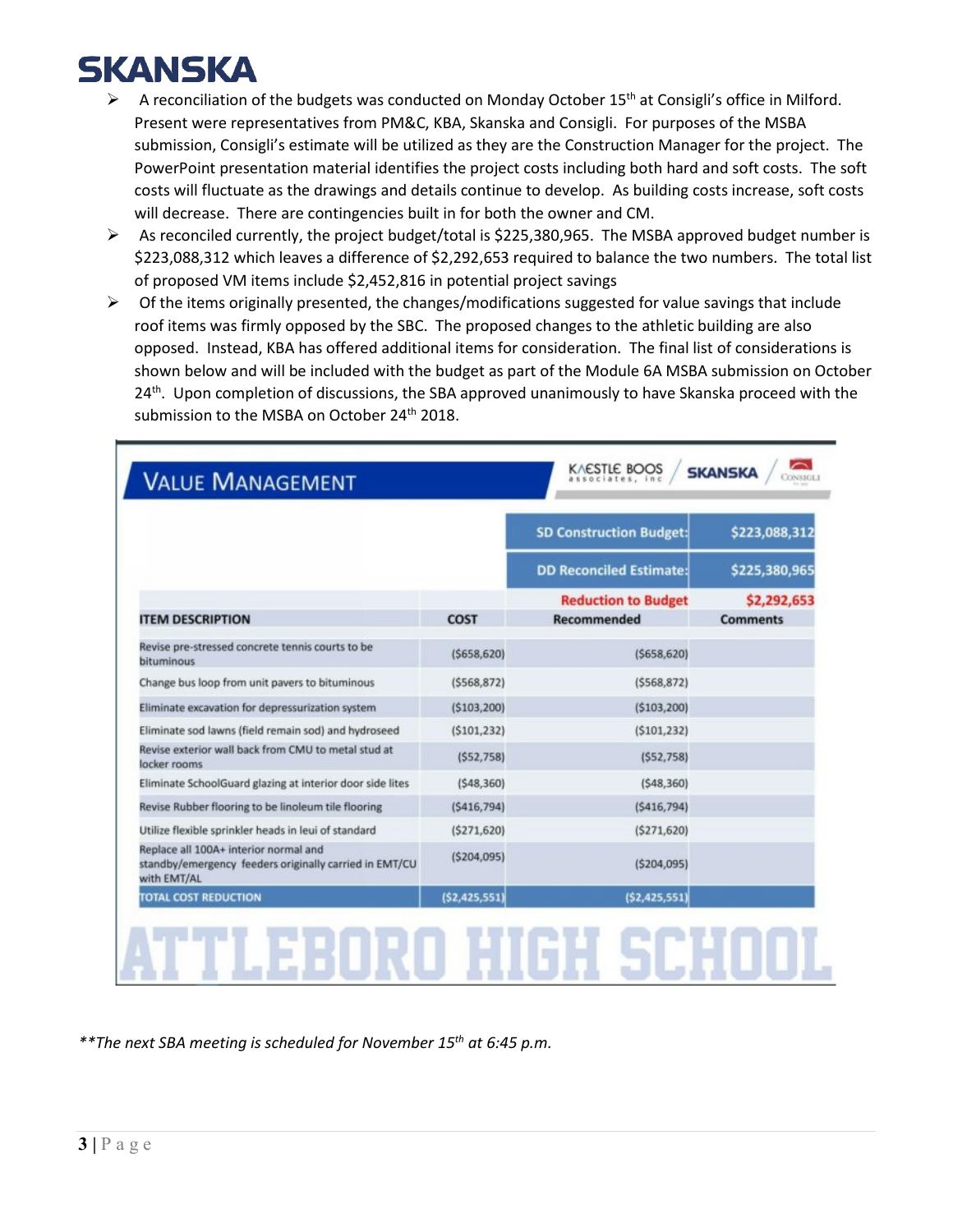- A reconciliation of the budgets was conducted on Monday October 15th at Consigli's office in Milford. Present were representatives from PM&C, KBA, Skanska and Consigli. For purposes of the MSBA submission, Consigli's estimate will be utilized as they are the Construction Manager for the project. The PowerPoint presentation material identifies the project costs including both hard and soft costs. The soft costs will fluctuate as the drawings and details continue to develop. As building costs increase, soft costs will decrease. There are contingencies built in for both the owner and CM.
- As reconciled currently, the project budget/total is $225,380,965. The MSBA approved budget number is $223,088,312 which leaves a difference of $2,292,653 required to balance the two numbers. The total list of proposed VM items include $2,452,816 in potential project savings
- Of the items originally presented, the changes/modifications suggested for value savings that include roof items was firmly opposed by the SBC. The proposed changes to the athletic building are also opposed. Instead, KBA has offered additional items for consideration. The final list of considerations is shown below and will be included with the budget as part of the Module 6A MSBA submission on October 24th. Upon completion of discussions, the SBA approved unanimously to have Skanska proceed with the submission to the MSBA on October 24th 2018.

## VALUE MANAGEMENT

KAESTLE BOOS associates, inc / SKANSKA / CONSIGLI

| | | | |
|---|---|---|---|
| | | SD Construction Budget: | $223,088,312 |
| | | DD Reconciled Estimate: | $225,380,965 |
| | | Reduction to Budget | $2,292,653 |
| **ITEM DESCRIPTION** | **COST** | **Recommended** | **Comments** |
| Revise pre-stressed concrete tennis courts to be bituminous | ($658,620) | ($658,620) | |
| Change bus loop from unit pavers to bituminous | ($568,872) | ($568,872) | |
| Eliminate excavation for depressurization system | ($103,200) | ($103,200) | |
| Eliminate sod lawns (field remain sod) and hydroseed | ($101,232) | ($101,232) | |
| Revise exterior wall back from CMU to metal stud at locker rooms | ($52,758) | ($52,758) | |
| Eliminate SchoolGuard glazing at interior door side lites | ($48,360) | ($48,360) | |
| Revise Rubber flooring to be linoleum tile flooring | ($416,794) | ($416,794) | |
| Utilize flexible sprinkler heads in leui of standard | ($271,620) | ($271,620) | |
| Replace all 100A+ interior normal and standby/emergency feeders originally carried in EMT/CU with EMT/AL | ($204,095) | ($204,095) | |
| **TOTAL COST REDUCTION** | **($2,425,551)** | **($2,425,551)** | |

ATTLEBORO HIGH SCHOOL

*\*\*The next SBA meeting is scheduled for November 15th at 6:45 p.m.*